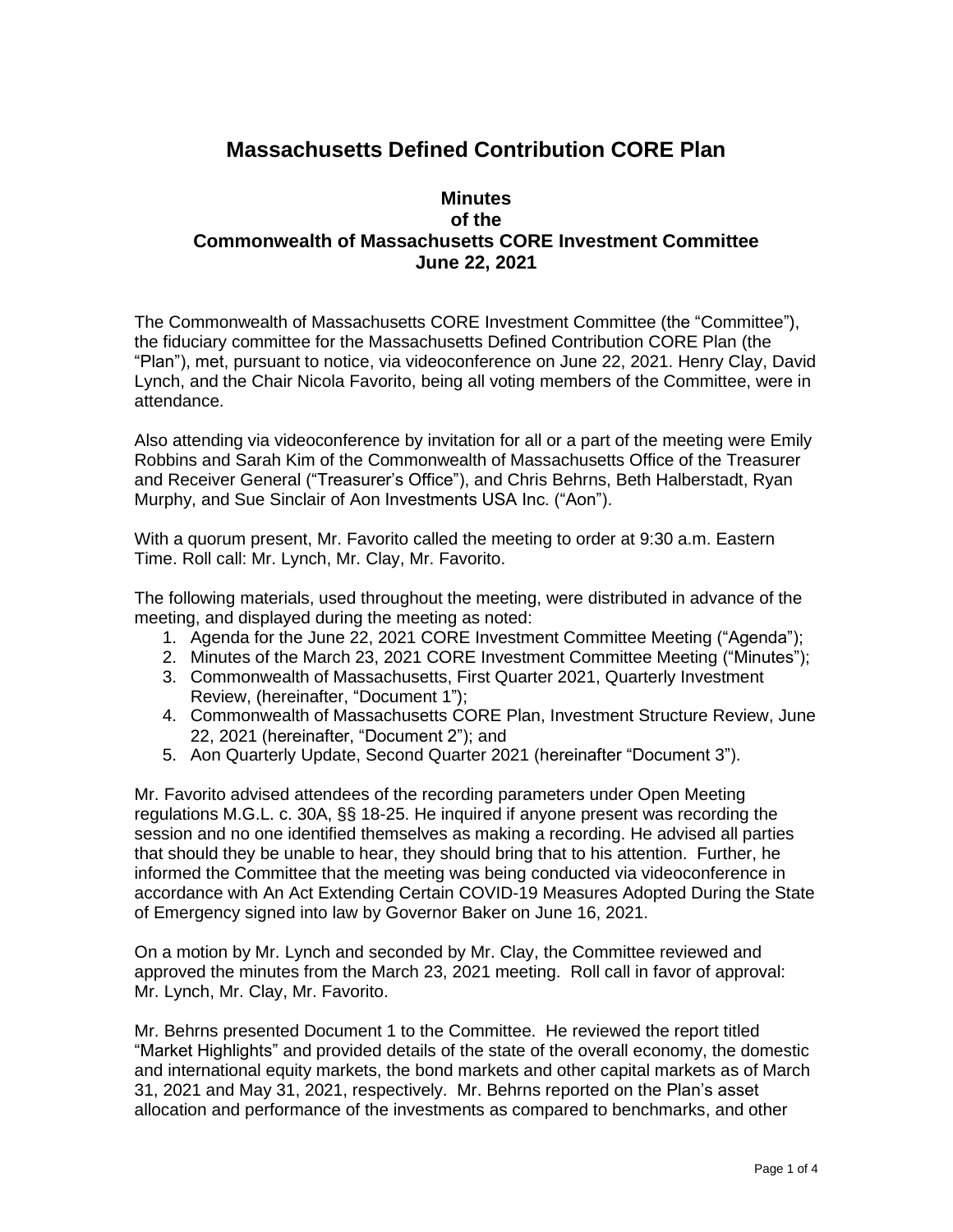# Massachusetts Defined Contribution CORE Plan

## Minutes of the Commonwealth of Massachusetts CORE Investment Committee June 22, 2021

The Commonwealth of Massachusetts CORE Investment Committee (the "Committee"), the fiduciary committee for the Massachusetts Defined Contribution CORE Plan (the "Plan"), met, pursuant to notice, via videoconference on June 22, 2021. Henry Clay, David Lynch, and the Chair Nicola Favorito, being all voting members of the Committee, were in attendance.

Also attending via videoconference by invitation for all or a part of the meeting were Emily Robbins and Sarah Kim of the Commonwealth of Massachusetts Office of the Treasurer and Receiver General ("Treasurer's Office"), and Chris Behrns, Beth Halberstadt, Ryan Murphy, and Sue Sinclair of Aon Investments USA Inc. ("Aon").

With a quorum present, Mr. Favorito called the meeting to order at 9:30 a.m. Eastern Time. Roll call: Mr. Lynch, Mr. Clay, Mr. Favorito.

The following materials, used throughout the meeting, were distributed in advance of the meeting, and displayed during the meeting as noted:

1. Agenda for the June 22, 2021 CORE Investment Committee Meeting ("Agenda");
2. Minutes of the March 23, 2021 CORE Investment Committee Meeting ("Minutes");
3. Commonwealth of Massachusetts, First Quarter 2021, Quarterly Investment Review, (hereinafter, "Document 1");
4. Commonwealth of Massachusetts CORE Plan, Investment Structure Review, June 22, 2021 (hereinafter, "Document 2"); and
5. Aon Quarterly Update, Second Quarter 2021 (hereinafter "Document 3").

Mr. Favorito advised attendees of the recording parameters under Open Meeting regulations M.G.L. c. 30A, §§ 18-25. He inquired if anyone present was recording the session and no one identified themselves as making a recording. He advised all parties that should they be unable to hear, they should bring that to his attention. Further, he informed the Committee that the meeting was being conducted via videoconference in accordance with An Act Extending Certain COVID-19 Measures Adopted During the State of Emergency signed into law by Governor Baker on June 16, 2021.

On a motion by Mr. Lynch and seconded by Mr. Clay, the Committee reviewed and approved the minutes from the March 23, 2021 meeting. Roll call in favor of approval: Mr. Lynch, Mr. Clay, Mr. Favorito.

Mr. Behrns presented Document 1 to the Committee. He reviewed the report titled "Market Highlights" and provided details of the state of the overall economy, the domestic and international equity markets, the bond markets and other capital markets as of March 31, 2021 and May 31, 2021, respectively. Mr. Behrns reported on the Plan's asset allocation and performance of the investments as compared to benchmarks, and other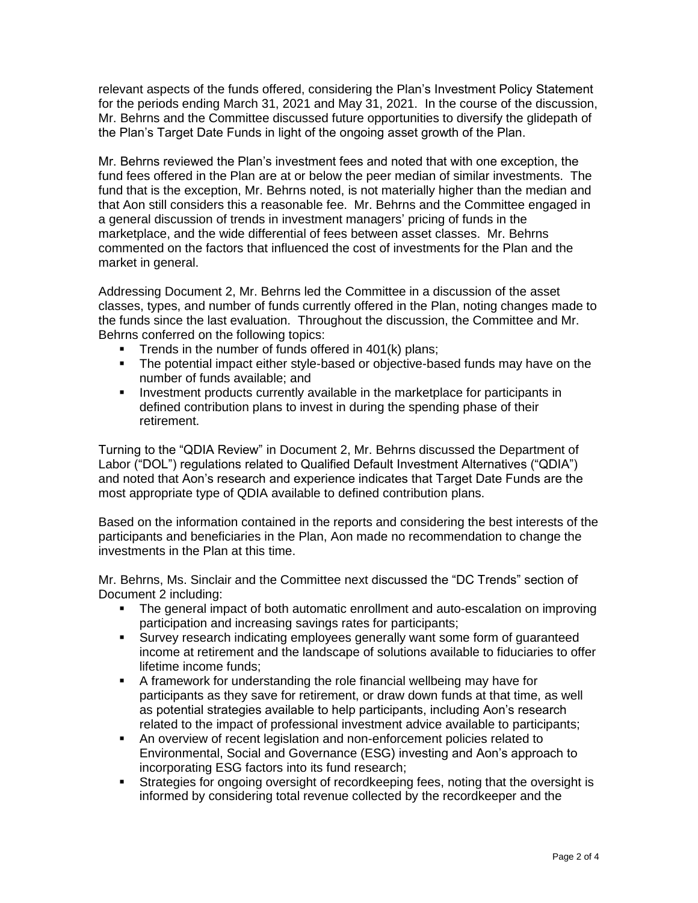relevant aspects of the funds offered, considering the Plan's Investment Policy Statement for the periods ending March 31, 2021 and May 31, 2021. In the course of the discussion, Mr. Behrns and the Committee discussed future opportunities to diversify the glidepath of the Plan's Target Date Funds in light of the ongoing asset growth of the Plan.

Mr. Behrns reviewed the Plan's investment fees and noted that with one exception, the fund fees offered in the Plan are at or below the peer median of similar investments. The fund that is the exception, Mr. Behrns noted, is not materially higher than the median and that Aon still considers this a reasonable fee. Mr. Behrns and the Committee engaged in a general discussion of trends in investment managers' pricing of funds in the marketplace, and the wide differential of fees between asset classes. Mr. Behrns commented on the factors that influenced the cost of investments for the Plan and the market in general.

Addressing Document 2, Mr. Behrns led the Committee in a discussion of the asset classes, types, and number of funds currently offered in the Plan, noting changes made to the funds since the last evaluation. Throughout the discussion, the Committee and Mr. Behrns conferred on the following topics:

- Trends in the number of funds offered in 401(k) plans;
- The potential impact either style-based or objective-based funds may have on the number of funds available; and
- Investment products currently available in the marketplace for participants in defined contribution plans to invest in during the spending phase of their retirement.

Turning to the "QDIA Review" in Document 2, Mr. Behrns discussed the Department of Labor ("DOL") regulations related to Qualified Default Investment Alternatives ("QDIA") and noted that Aon's research and experience indicates that Target Date Funds are the most appropriate type of QDIA available to defined contribution plans.

Based on the information contained in the reports and considering the best interests of the participants and beneficiaries in the Plan, Aon made no recommendation to change the investments in the Plan at this time.

Mr. Behrns, Ms. Sinclair and the Committee next discussed the "DC Trends" section of Document 2 including:

- The general impact of both automatic enrollment and auto-escalation on improving participation and increasing savings rates for participants;
- Survey research indicating employees generally want some form of guaranteed income at retirement and the landscape of solutions available to fiduciaries to offer lifetime income funds;
- A framework for understanding the role financial wellbeing may have for participants as they save for retirement, or draw down funds at that time, as well as potential strategies available to help participants, including Aon's research related to the impact of professional investment advice available to participants;
- An overview of recent legislation and non-enforcement policies related to Environmental, Social and Governance (ESG) investing and Aon's approach to incorporating ESG factors into its fund research;
- Strategies for ongoing oversight of recordkeeping fees, noting that the oversight is informed by considering total revenue collected by the recordkeeper and the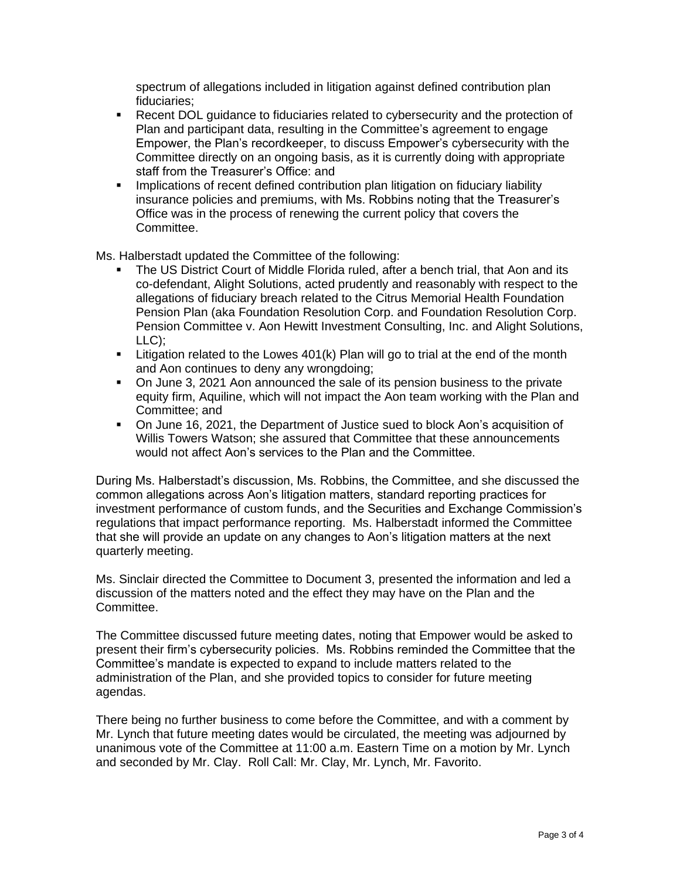spectrum of allegations included in litigation against defined contribution plan fiduciaries;

- Recent DOL guidance to fiduciaries related to cybersecurity and the protection of Plan and participant data, resulting in the Committee's agreement to engage Empower, the Plan's recordkeeper, to discuss Empower's cybersecurity with the Committee directly on an ongoing basis, as it is currently doing with appropriate staff from the Treasurer's Office: and
- Implications of recent defined contribution plan litigation on fiduciary liability insurance policies and premiums, with Ms. Robbins noting that the Treasurer's Office was in the process of renewing the current policy that covers the Committee.

Ms. Halberstadt updated the Committee of the following:

- The US District Court of Middle Florida ruled, after a bench trial, that Aon and its co-defendant, Alight Solutions, acted prudently and reasonably with respect to the allegations of fiduciary breach related to the Citrus Memorial Health Foundation Pension Plan (aka Foundation Resolution Corp. and Foundation Resolution Corp. Pension Committee v. Aon Hewitt Investment Consulting, Inc. and Alight Solutions, LLC);
- Litigation related to the Lowes 401(k) Plan will go to trial at the end of the month and Aon continues to deny any wrongdoing;
- On June 3, 2021 Aon announced the sale of its pension business to the private equity firm, Aquiline, which will not impact the Aon team working with the Plan and Committee; and
- On June 16, 2021, the Department of Justice sued to block Aon's acquisition of Willis Towers Watson; she assured that Committee that these announcements would not affect Aon's services to the Plan and the Committee.

During Ms. Halberstadt's discussion, Ms. Robbins, the Committee, and she discussed the common allegations across Aon's litigation matters, standard reporting practices for investment performance of custom funds, and the Securities and Exchange Commission's regulations that impact performance reporting. Ms. Halberstadt informed the Committee that she will provide an update on any changes to Aon's litigation matters at the next quarterly meeting.

Ms. Sinclair directed the Committee to Document 3, presented the information and led a discussion of the matters noted and the effect they may have on the Plan and the Committee.

The Committee discussed future meeting dates, noting that Empower would be asked to present their firm's cybersecurity policies. Ms. Robbins reminded the Committee that the Committee's mandate is expected to expand to include matters related to the administration of the Plan, and she provided topics to consider for future meeting agendas.

There being no further business to come before the Committee, and with a comment by Mr. Lynch that future meeting dates would be circulated, the meeting was adjourned by unanimous vote of the Committee at 11:00 a.m. Eastern Time on a motion by Mr. Lynch and seconded by Mr. Clay. Roll Call: Mr. Clay, Mr. Lynch, Mr. Favorito.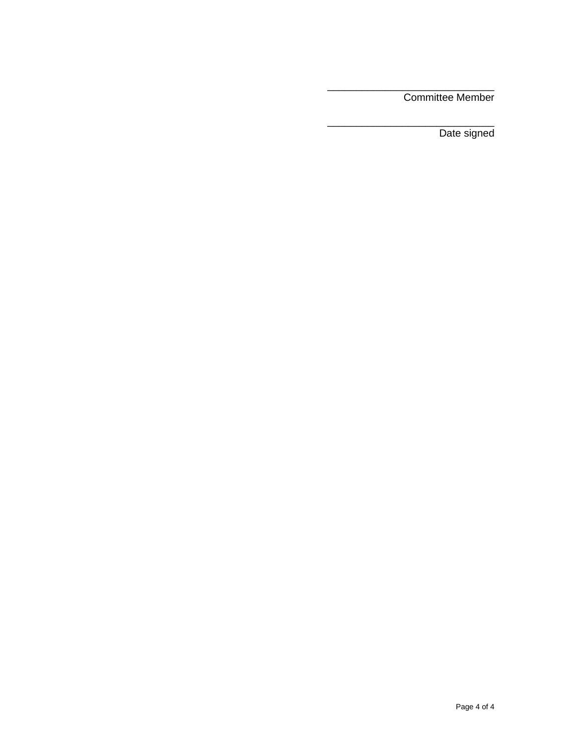\_\_\_\_\_\_\_\_\_\_\_\_\_\_\_\_\_\_\_\_\_\_\_\_\_\_\_\_\_\_
Committee Member

\_\_\_\_\_\_\_\_\_\_\_\_\_\_\_\_\_\_\_\_\_\_\_\_\_\_\_\_\_\_
Date signed